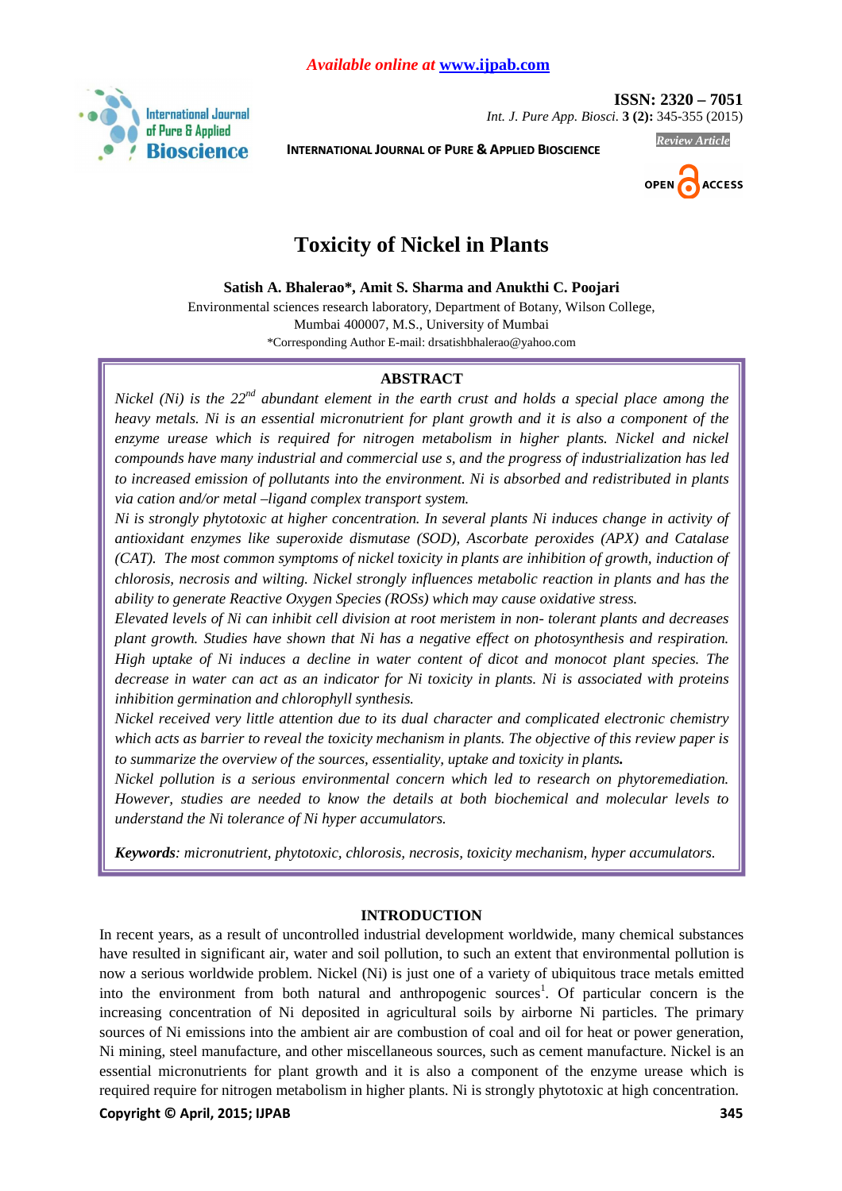Available online at www.ijpab.com

ISSN: 2320 – 7051

*Int. J. Pure App. Biosci.* **3 (2):** 345-355 (2015)

INTERNATIONAL JOURNAL OF PURE & APPLIED BIOSCIENCE

*Review Article*

OPEN ACCESS

# Toxicity of Nickel in Plants

**Satish A. Bhalerao\*, Amit S. Sharma and Anukthi C. Poojari**

Environmental sciences research laboratory, Department of Botany, Wilson College, Mumbai 400007, M.S., University of Mumbai

\*Corresponding Author E-mail: drsatishbhalerao@yahoo.com

## ABSTRACT

*Nickel (Ni) is the 22nd abundant element in the earth crust and holds a special place among the heavy metals. Ni is an essential micronutrient for plant growth and it is also a component of the enzyme urease which is required for nitrogen metabolism in higher plants. Nickel and nickel compounds have many industrial and commercial use s, and the progress of industrialization has led to increased emission of pollutants into the environment. Ni is absorbed and redistributed in plants via cation and/or metal –ligand complex transport system.*

*Ni is strongly phytotoxic at higher concentration. In several plants Ni induces change in activity of antioxidant enzymes like superoxide dismutase (SOD), Ascorbate peroxides (APX) and Catalase (CAT). The most common symptoms of nickel toxicity in plants are inhibition of growth, induction of chlorosis, necrosis and wilting. Nickel strongly influences metabolic reaction in plants and has the ability to generate Reactive Oxygen Species (ROSs) which may cause oxidative stress.*

*Elevated levels of Ni can inhibit cell division at root meristem in non- tolerant plants and decreases plant growth. Studies have shown that Ni has a negative effect on photosynthesis and respiration. High uptake of Ni induces a decline in water content of dicot and monocot plant species. The decrease in water can act as an indicator for Ni toxicity in plants. Ni is associated with proteins inhibition germination and chlorophyll synthesis.*

*Nickel received very little attention due to its dual character and complicated electronic chemistry which acts as barrier to reveal the toxicity mechanism in plants. The objective of this review paper is to summarize the overview of the sources, essentiality, uptake and toxicity in plants.*

*Nickel pollution is a serious environmental concern which led to research on phytoremediation. However, studies are needed to know the details at both biochemical and molecular levels to understand the Ni tolerance of Ni hyper accumulators.*

***Keywords****: micronutrient, phytotoxic, chlorosis, necrosis, toxicity mechanism, hyper accumulators.*

## INTRODUCTION

In recent years, as a result of uncontrolled industrial development worldwide, many chemical substances have resulted in significant air, water and soil pollution, to such an extent that environmental pollution is now a serious worldwide problem. Nickel (Ni) is just one of a variety of ubiquitous trace metals emitted into the environment from both natural and anthropogenic sources[1]. Of particular concern is the increasing concentration of Ni deposited in agricultural soils by airborne Ni particles. The primary sources of Ni emissions into the ambient air are combustion of coal and oil for heat or power generation, Ni mining, steel manufacture, and other miscellaneous sources, such as cement manufacture. Nickel is an essential micronutrients for plant growth and it is also a component of the enzyme urease which is required require for nitrogen metabolism in higher plants. Ni is strongly phytotoxic at high concentration.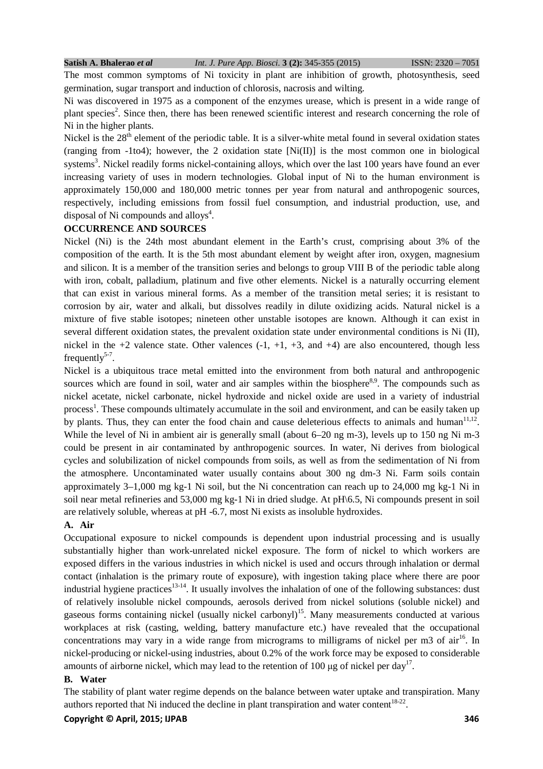The most common symptoms of Ni toxicity in plant are inhibition of growth, photosynthesis, seed germination, sugar transport and induction of chlorosis, nacrosis and wilting.

Ni was discovered in 1975 as a component of the enzymes urease, which is present in a wide range of plant species[2]. Since then, there has been renewed scientific interest and research concerning the role of Ni in the higher plants.

Nickel is the 28$^{th}$ element of the periodic table. It is a silver-white metal found in several oxidation states (ranging from -1to4); however, the 2 oxidation state [Ni(II)] is the most common one in biological systems[3]. Nickel readily forms nickel-containing alloys, which over the last 100 years have found an ever increasing variety of uses in modern technologies. Global input of Ni to the human environment is approximately 150,000 and 180,000 metric tonnes per year from natural and anthropogenic sources, respectively, including emissions from fossil fuel consumption, and industrial production, use, and disposal of Ni compounds and alloys[4].

## OCCURRENCE AND SOURCES

Nickel (Ni) is the 24th most abundant element in the Earth's crust, comprising about 3% of the composition of the earth. It is the 5th most abundant element by weight after iron, oxygen, magnesium and silicon. It is a member of the transition series and belongs to group VIII B of the periodic table along with iron, cobalt, palladium, platinum and five other elements. Nickel is a naturally occurring element that can exist in various mineral forms. As a member of the transition metal series; it is resistant to corrosion by air, water and alkali, but dissolves readily in dilute oxidizing acids. Natural nickel is a mixture of five stable isotopes; nineteen other unstable isotopes are known. Although it can exist in several different oxidation states, the prevalent oxidation state under environmental conditions is Ni (II), nickel in the +2 valence state. Other valences (-1, +1, +3, and +4) are also encountered, though less frequently[5-7].

Nickel is a ubiquitous trace metal emitted into the environment from both natural and anthropogenic sources which are found in soil, water and air samples within the biosphere[8,9]. The compounds such as nickel acetate, nickel carbonate, nickel hydroxide and nickel oxide are used in a variety of industrial process[1]. These compounds ultimately accumulate in the soil and environment, and can be easily taken up by plants. Thus, they can enter the food chain and cause deleterious effects to animals and human[11,12]. While the level of Ni in ambient air is generally small (about 6–20 ng m-3), levels up to 150 ng Ni m-3 could be present in air contaminated by anthropogenic sources. In water, Ni derives from biological cycles and solubilization of nickel compounds from soils, as well as from the sedimentation of Ni from the atmosphere. Uncontaminated water usually contains about 300 ng dm-3 Ni. Farm soils contain approximately 3–1,000 mg kg-1 Ni soil, but the Ni concentration can reach up to 24,000 mg kg-1 Ni in soil near metal refineries and 53,000 mg kg-1 Ni in dried sludge. At pH\6.5, Ni compounds present in soil are relatively soluble, whereas at pH -6.7, most Ni exists as insoluble hydroxides.

### A. Air

Occupational exposure to nickel compounds is dependent upon industrial processing and is usually substantially higher than work-unrelated nickel exposure. The form of nickel to which workers are exposed differs in the various industries in which nickel is used and occurs through inhalation or dermal contact (inhalation is the primary route of exposure), with ingestion taking place where there are poor industrial hygiene practices[13-14]. It usually involves the inhalation of one of the following substances: dust of relatively insoluble nickel compounds, aerosols derived from nickel solutions (soluble nickel) and gaseous forms containing nickel (usually nickel carbonyl)[15]. Many measurements conducted at various workplaces at risk (casting, welding, battery manufacture etc.) have revealed that the occupational concentrations may vary in a wide range from micrograms to milligrams of nickel per m3 of air[16]. In nickel-producing or nickel-using industries, about 0.2% of the work force may be exposed to considerable amounts of airborne nickel, which may lead to the retention of 100 μg of nickel per day[17].

### B. Water

The stability of plant water regime depends on the balance between water uptake and transpiration. Many authors reported that Ni induced the decline in plant transpiration and water content[18-22].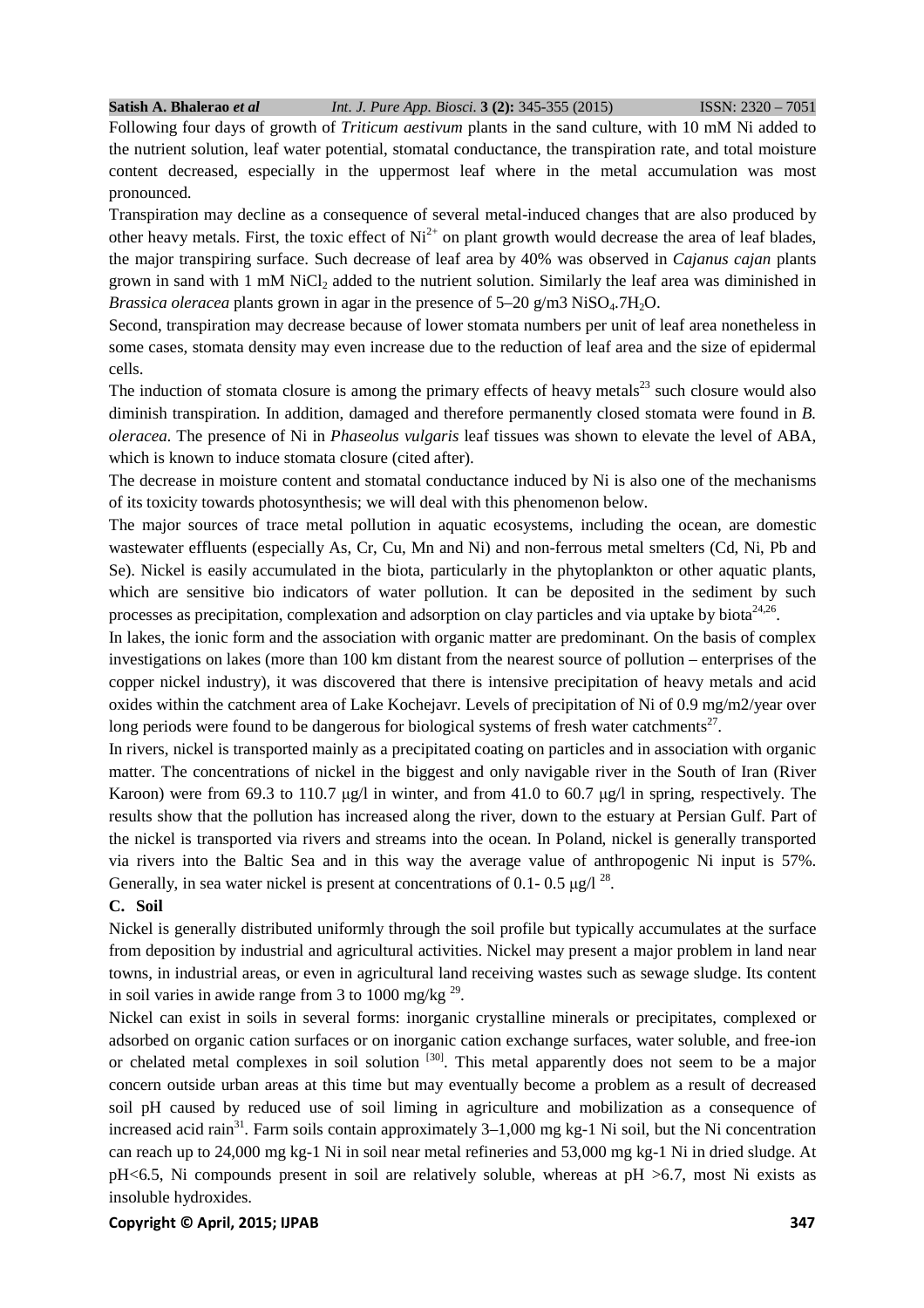Following four days of growth of *Triticum aestivum* plants in the sand culture, with 10 mM Ni added to the nutrient solution, leaf water potential, stomatal conductance, the transpiration rate, and total moisture content decreased, especially in the uppermost leaf where in the metal accumulation was most pronounced.

Transpiration may decline as a consequence of several metal-induced changes that are also produced by other heavy metals. First, the toxic effect of $Ni^{2+}$ on plant growth would decrease the area of leaf blades, the major transpiring surface. Such decrease of leaf area by 40% was observed in *Cajanus cajan* plants grown in sand with 1 mM $NiCl_2$ added to the nutrient solution. Similarly the leaf area was diminished in *Brassica oleracea* plants grown in agar in the presence of 5–20 g/m3 $NiSO_4.7H_2O$.

Second, transpiration may decrease because of lower stomata numbers per unit of leaf area nonetheless in some cases, stomata density may even increase due to the reduction of leaf area and the size of epidermal cells.

The induction of stomata closure is among the primary effects of heavy metals[23] such closure would also diminish transpiration. In addition, damaged and therefore permanently closed stomata were found in *B. oleracea*. The presence of Ni in *Phaseolus vulgaris* leaf tissues was shown to elevate the level of ABA, which is known to induce stomata closure (cited after).

The decrease in moisture content and stomatal conductance induced by Ni is also one of the mechanisms of its toxicity towards photosynthesis; we will deal with this phenomenon below.

The major sources of trace metal pollution in aquatic ecosystems, including the ocean, are domestic wastewater effluents (especially As, Cr, Cu, Mn and Ni) and non-ferrous metal smelters (Cd, Ni, Pb and Se). Nickel is easily accumulated in the biota, particularly in the phytoplankton or other aquatic plants, which are sensitive bio indicators of water pollution. It can be deposited in the sediment by such processes as precipitation, complexation and adsorption on clay particles and via uptake by biota[24,26].

In lakes, the ionic form and the association with organic matter are predominant. On the basis of complex investigations on lakes (more than 100 km distant from the nearest source of pollution – enterprises of the copper nickel industry), it was discovered that there is intensive precipitation of heavy metals and acid oxides within the catchment area of Lake Kochejavr. Levels of precipitation of Ni of 0.9 mg/m2/year over long periods were found to be dangerous for biological systems of fresh water catchments[27].

In rivers, nickel is transported mainly as a precipitated coating on particles and in association with organic matter. The concentrations of nickel in the biggest and only navigable river in the South of Iran (River Karoon) were from 69.3 to 110.7 μg/l in winter, and from 41.0 to 60.7 μg/l in spring, respectively. The results show that the pollution has increased along the river, down to the estuary at Persian Gulf. Part of the nickel is transported via rivers and streams into the ocean. In Poland, nickel is generally transported via rivers into the Baltic Sea and in this way the average value of anthropogenic Ni input is 57%. Generally, in sea water nickel is present at concentrations of 0.1- 0.5 μg/l [28].

**C. Soil**

Nickel is generally distributed uniformly through the soil profile but typically accumulates at the surface from deposition by industrial and agricultural activities. Nickel may present a major problem in land near towns, in industrial areas, or even in agricultural land receiving wastes such as sewage sludge. Its content in soil varies in awide range from 3 to 1000 mg/kg [29].

Nickel can exist in soils in several forms: inorganic crystalline minerals or precipitates, complexed or adsorbed on organic cation surfaces or on inorganic cation exchange surfaces, water soluble, and free-ion or chelated metal complexes in soil solution [30]. This metal apparently does not seem to be a major concern outside urban areas at this time but may eventually become a problem as a result of decreased soil pH caused by reduced use of soil liming in agriculture and mobilization as a consequence of increased acid rain[31]. Farm soils contain approximately 3–1,000 mg kg-1 Ni soil, but the Ni concentration can reach up to 24,000 mg kg-1 Ni in soil near metal refineries and 53,000 mg kg-1 Ni in dried sludge. At pH<6.5, Ni compounds present in soil are relatively soluble, whereas at pH >6.7, most Ni exists as insoluble hydroxides.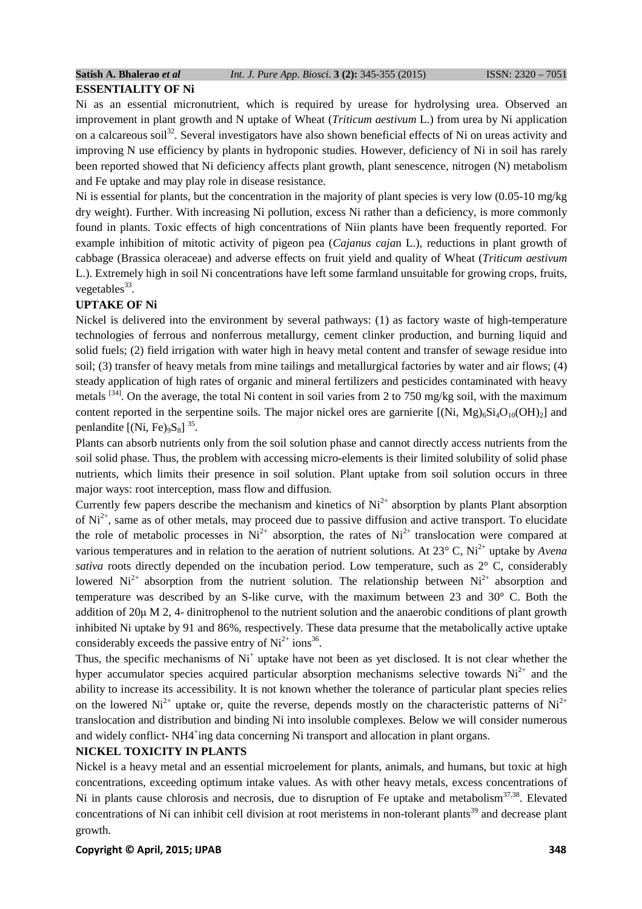## ESSENTIALITY OF Ni

Ni as an essential micronutrient, which is required by urease for hydrolysing urea. Observed an improvement in plant growth and N uptake of Wheat (*Triticum aestivum* L.) from urea by Ni application on a calcareous soil[32]. Several investigators have also shown beneficial effects of Ni on ureas activity and improving N use efficiency by plants in hydroponic studies. However, deficiency of Ni in soil has rarely been reported showed that Ni deficiency affects plant growth, plant senescence, nitrogen (N) metabolism and Fe uptake and may play role in disease resistance.

Ni is essential for plants, but the concentration in the majority of plant species is very low (0.05-10 mg/kg dry weight). Further. With increasing Ni pollution, excess Ni rather than a deficiency, is more commonly found in plants. Toxic effects of high concentrations of Niin plants have been frequently reported. For example inhibition of mitotic activity of pigeon pea (*Cajanus cajan* L.), reductions in plant growth of cabbage (Brassica oleraceae) and adverse effects on fruit yield and quality of Wheat (*Triticum aestivum* L.). Extremely high in soil Ni concentrations have left some farmland unsuitable for growing crops, fruits, vegetables[33].

## UPTAKE OF Ni

Nickel is delivered into the environment by several pathways: (1) as factory waste of high-temperature technologies of ferrous and nonferrous metallurgy, cement clinker production, and burning liquid and solid fuels; (2) field irrigation with water high in heavy metal content and transfer of sewage residue into soil; (3) transfer of heavy metals from mine tailings and metallurgical factories by water and air flows; (4) steady application of high rates of organic and mineral fertilizers and pesticides contaminated with heavy metals [34]. On the average, the total Ni content in soil varies from 2 to 750 mg/kg soil, with the maximum content reported in the serpentine soils. The major nickel ores are garnierite [$(Ni, Mg)_6Si_4O_{10}(OH)_2$] and penlandite [$(Ni, Fe)_9S_8$] [35].

Plants can absorb nutrients only from the soil solution phase and cannot directly access nutrients from the soil solid phase. Thus, the problem with accessing micro-elements is their limited solubility of solid phase nutrients, which limits their presence in soil solution. Plant uptake from soil solution occurs in three major ways: root interception, mass flow and diffusion.

Currently few papers describe the mechanism and kinetics of $Ni^{2+}$ absorption by plants Plant absorption of $Ni^{2+}$, same as of other metals, may proceed due to passive diffusion and active transport. To elucidate the role of metabolic processes in $Ni^{2+}$ absorption, the rates of $Ni^{2+}$ translocation were compared at various temperatures and in relation to the aeration of nutrient solutions. At 23° C, $Ni^{2+}$ uptake by *Avena sativa* roots directly depended on the incubation period. Low temperature, such as 2° C, considerably lowered $Ni^{2+}$ absorption from the nutrient solution. The relationship between $Ni^{2+}$ absorption and temperature was described by an S-like curve, with the maximum between 23 and 30° C. Both the addition of 20μ M 2, 4- dinitrophenol to the nutrient solution and the anaerobic conditions of plant growth inhibited Ni uptake by 91 and 86%, respectively. These data presume that the metabolically active uptake considerably exceeds the passive entry of $Ni^{2+}$ ions[36].

Thus, the specific mechanisms of $Ni^{+}$ uptake have not been as yet disclosed. It is not clear whether the hyper accumulator species acquired particular absorption mechanisms selective towards $Ni^{2+}$ and the ability to increase its accessibility. It is not known whether the tolerance of particular plant species relies on the lowered $Ni^{2+}$ uptake or, quite the reverse, depends mostly on the characteristic patterns of $Ni^{2+}$ translocation and distribution and binding Ni into insoluble complexes. Below we will consider numerous and widely conflict- $NH4^{+}$ing data concerning Ni transport and allocation in plant organs.

## NICKEL TOXICITY IN PLANTS

Nickel is a heavy metal and an essential microelement for plants, animals, and humans, but toxic at high concentrations, exceeding optimum intake values. As with other heavy metals, excess concentrations of Ni in plants cause chlorosis and necrosis, due to disruption of Fe uptake and metabolism[37,38]. Elevated concentrations of Ni can inhibit cell division at root meristems in non-tolerant plants[39] and decrease plant growth.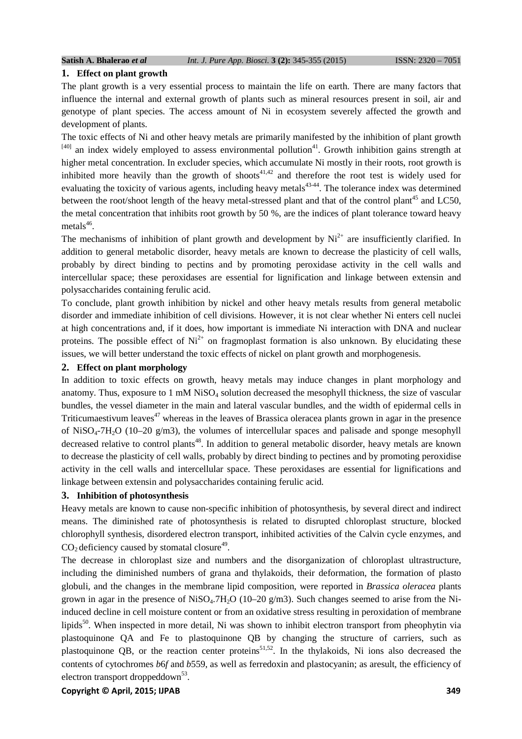## 1. Effect on plant growth

The plant growth is a very essential process to maintain the life on earth. There are many factors that influence the internal and external growth of plants such as mineral resources present in soil, air and genotype of plant species. The access amount of Ni in ecosystem severely affected the growth and development of plants.

The toxic effects of Ni and other heavy metals are primarily manifested by the inhibition of plant growth [40] an index widely employed to assess environmental pollution[41]. Growth inhibition gains strength at higher metal concentration. In excluder species, which accumulate Ni mostly in their roots, root growth is inhibited more heavily than the growth of shoots[41,42] and therefore the root test is widely used for evaluating the toxicity of various agents, including heavy metals[43-44]. The tolerance index was determined between the root/shoot length of the heavy metal-stressed plant and that of the control plant[45] and LC50, the metal concentration that inhibits root growth by 50 %, are the indices of plant tolerance toward heavy metals[46].

The mechanisms of inhibition of plant growth and development by $Ni^{2+}$ are insufficiently clarified. In addition to general metabolic disorder, heavy metals are known to decrease the plasticity of cell walls, probably by direct binding to pectins and by promoting peroxidase activity in the cell walls and intercellular space; these peroxidases are essential for lignification and linkage between extensin and polysaccharides containing ferulic acid.

To conclude, plant growth inhibition by nickel and other heavy metals results from general metabolic disorder and immediate inhibition of cell divisions. However, it is not clear whether Ni enters cell nuclei at high concentrations and, if it does, how important is immediate Ni interaction with DNA and nuclear proteins. The possible effect of $Ni^{2+}$ on fragmoplast formation is also unknown. By elucidating these issues, we will better understand the toxic effects of nickel on plant growth and morphogenesis.

## 2. Effect on plant morphology

In addition to toxic effects on growth, heavy metals may induce changes in plant morphology and anatomy. Thus, exposure to 1 mM $NiSO_4$ solution decreased the mesophyll thickness, the size of vascular bundles, the vessel diameter in the main and lateral vascular bundles, and the width of epidermal cells in Triticumaestivum leaves[47] whereas in the leaves of Brassica oleracea plants grown in agar in the presence of $NiSO_4$-$7H_2O$ (10–20 g/m3), the volumes of intercellular spaces and palisade and sponge mesophyll decreased relative to control plants[48]. In addition to general metabolic disorder, heavy metals are known to decrease the plasticity of cell walls, probably by direct binding to pectines and by promoting peroxidise activity in the cell walls and intercellular space. These peroxidases are essential for lignifications and linkage between extensin and polysaccharides containing ferulic acid.

## 3. Inhibition of photosynthesis

Heavy metals are known to cause non-specific inhibition of photosynthesis, by several direct and indirect means. The diminished rate of photosynthesis is related to disrupted chloroplast structure, blocked chlorophyll synthesis, disordered electron transport, inhibited activities of the Calvin cycle enzymes, and $CO_2$ deficiency caused by stomatal closure[49].

The decrease in chloroplast size and numbers and the disorganization of chloroplast ultrastructure, including the diminished numbers of grana and thylakoids, their deformation, the formation of plasto globuli, and the changes in the membrane lipid composition, were reported in *Brassica oleracea* plants grown in agar in the presence of $NiSO_4.7H_2O$ (10–20 g/m3). Such changes seemed to arise from the Ni-induced decline in cell moisture content or from an oxidative stress resulting in peroxidation of membrane lipids[50]. When inspected in more detail, Ni was shown to inhibit electron transport from pheophytin via plastoquinone QA and Fe to plastoquinone QB by changing the structure of carriers, such as plastoquinone QB, or the reaction center proteins[51,52]. In the thylakoids, Ni ions also decreased the contents of cytochromes *b*6*f* and *b*559, as well as ferredoxin and plastocyanin; as aresult, the efficiency of electron transport droppeddown[53].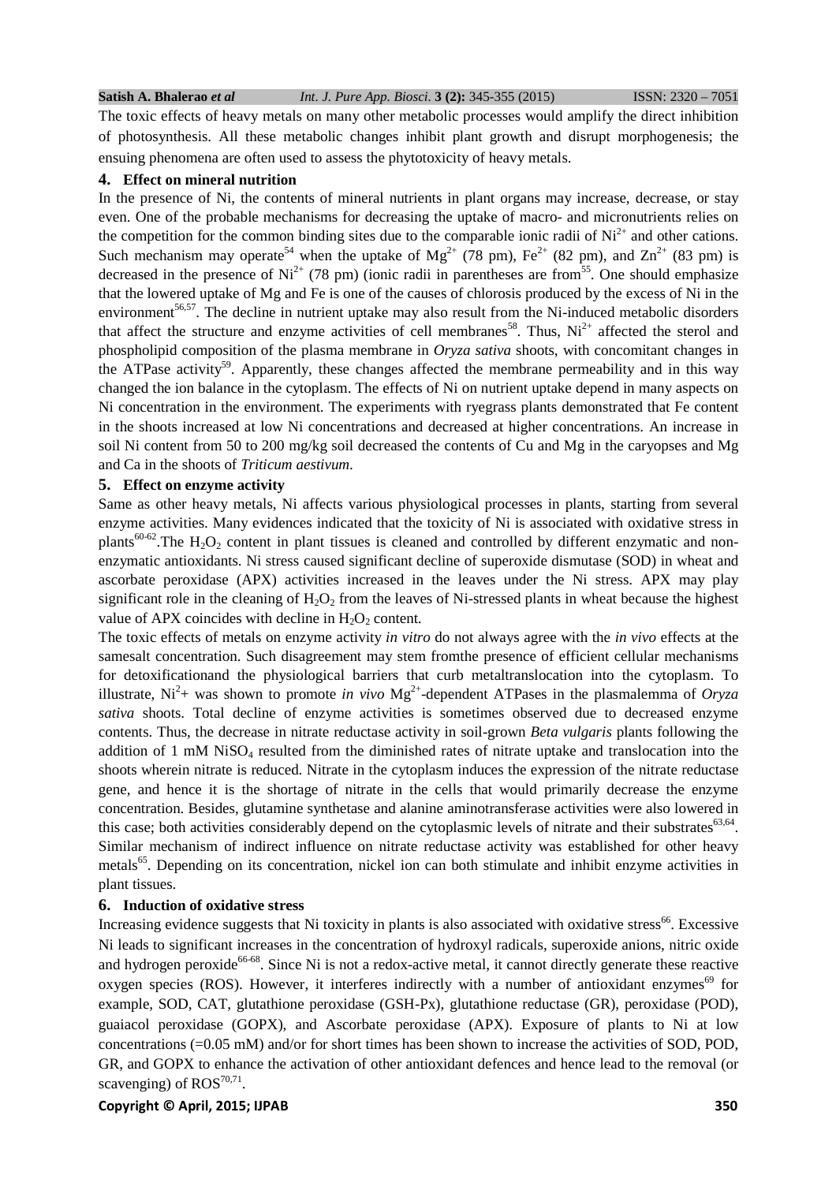The toxic effects of heavy metals on many other metabolic processes would amplify the direct inhibition of photosynthesis. All these metabolic changes inhibit plant growth and disrupt morphogenesis; the ensuing phenomena are often used to assess the phytotoxicity of heavy metals.

## 4. Effect on mineral nutrition

In the presence of Ni, the contents of mineral nutrients in plant organs may increase, decrease, or stay even. One of the probable mechanisms for decreasing the uptake of macro- and micronutrients relies on the competition for the common binding sites due to the comparable ionic radii of $Ni^{2+}$ and other cations. Such mechanism may operate[54] when the uptake of $Mg^{2+}$ (78 pm), $Fe^{2+}$ (82 pm), and $Zn^{2+}$ (83 pm) is decreased in the presence of $Ni^{2+}$ (78 pm) (ionic radii in parentheses are from[55]. One should emphasize that the lowered uptake of Mg and Fe is one of the causes of chlorosis produced by the excess of Ni in the environment[56,57]. The decline in nutrient uptake may also result from the Ni-induced metabolic disorders that affect the structure and enzyme activities of cell membranes[58]. Thus, $Ni^{2+}$ affected the sterol and phospholipid composition of the plasma membrane in *Oryza sativa* shoots, with concomitant changes in the ATPase activity[59]. Apparently, these changes affected the membrane permeability and in this way changed the ion balance in the cytoplasm. The effects of Ni on nutrient uptake depend in many aspects on Ni concentration in the environment. The experiments with ryegrass plants demonstrated that Fe content in the shoots increased at low Ni concentrations and decreased at higher concentrations. An increase in soil Ni content from 50 to 200 mg/kg soil decreased the contents of Cu and Mg in the caryopses and Mg and Ca in the shoots of *Triticum aestivum*.

## 5. Effect on enzyme activity

Same as other heavy metals, Ni affects various physiological processes in plants, starting from several enzyme activities. Many evidences indicated that the toxicity of Ni is associated with oxidative stress in plants[60-62].The $H_2O_2$ content in plant tissues is cleaned and controlled by different enzymatic and non-enzymatic antioxidants. Ni stress caused significant decline of superoxide dismutase (SOD) in wheat and ascorbate peroxidase (APX) activities increased in the leaves under the Ni stress. APX may play significant role in the cleaning of $H_2O_2$ from the leaves of Ni-stressed plants in wheat because the highest value of APX coincides with decline in $H_2O_2$ content.

The toxic effects of metals on enzyme activity *in vitro* do not always agree with the *in vivo* effects at the samesalt concentration. Such disagreement may stem fromthe presence of efficient cellular mechanisms for detoxificationand the physiological barriers that curb metaltranslocation into the cytoplasm. To illustrate, $Ni^2$+ was shown to promote *in vivo* $Mg^{2+}$-dependent ATPases in the plasmalemma of *Oryza sativa* shoots. Total decline of enzyme activities is sometimes observed due to decreased enzyme contents. Thus, the decrease in nitrate reductase activity in soil-grown *Beta vulgaris* plants following the addition of 1 mM $NiSO_4$ resulted from the diminished rates of nitrate uptake and translocation into the shoots wherein nitrate is reduced. Nitrate in the cytoplasm induces the expression of the nitrate reductase gene, and hence it is the shortage of nitrate in the cells that would primarily decrease the enzyme concentration. Besides, glutamine synthetase and alanine aminotransferase activities were also lowered in this case; both activities considerably depend on the cytoplasmic levels of nitrate and their substrates[63,64]. Similar mechanism of indirect influence on nitrate reductase activity was established for other heavy metals[65]. Depending on its concentration, nickel ion can both stimulate and inhibit enzyme activities in plant tissues.

## 6. Induction of oxidative stress

Increasing evidence suggests that Ni toxicity in plants is also associated with oxidative stress[66]. Excessive Ni leads to significant increases in the concentration of hydroxyl radicals, superoxide anions, nitric oxide and hydrogen peroxide[66-68]. Since Ni is not a redox-active metal, it cannot directly generate these reactive oxygen species (ROS). However, it interferes indirectly with a number of antioxidant enzymes[69] for example, SOD, CAT, glutathione peroxidase (GSH-Px), glutathione reductase (GR), peroxidase (POD), guaiacol peroxidase (GOPX), and Ascorbate peroxidase (APX). Exposure of plants to Ni at low concentrations (=0.05 mM) and/or for short times has been shown to increase the activities of SOD, POD, GR, and GOPX to enhance the activation of other antioxidant defences and hence lead to the removal (or scavenging) of ROS[70,71].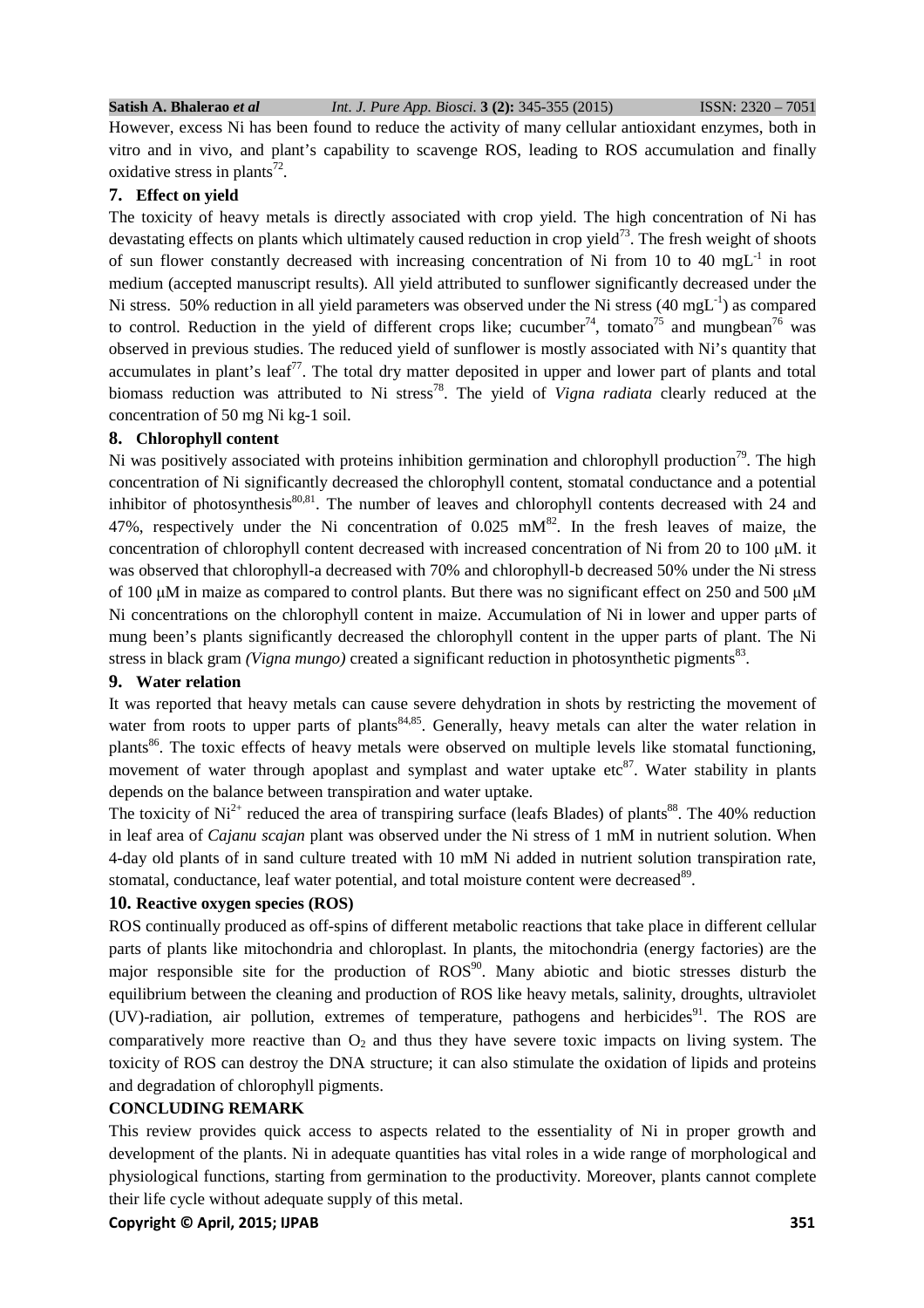However, excess Ni has been found to reduce the activity of many cellular antioxidant enzymes, both in vitro and in vivo, and plant's capability to scavenge ROS, leading to ROS accumulation and finally oxidative stress in plants[72].

## 7. Effect on yield

The toxicity of heavy metals is directly associated with crop yield. The high concentration of Ni has devastating effects on plants which ultimately caused reduction in crop yield[73]. The fresh weight of shoots of sun flower constantly decreased with increasing concentration of Ni from 10 to 40 $mgL^{-1}$ in root medium (accepted manuscript results). All yield attributed to sunflower significantly decreased under the Ni stress. 50% reduction in all yield parameters was observed under the Ni stress (40 $mgL^{-1}$) as compared to control. Reduction in the yield of different crops like; cucumber[74], tomato[75] and mungbean[76] was observed in previous studies. The reduced yield of sunflower is mostly associated with Ni's quantity that accumulates in plant's leaf[77]. The total dry matter deposited in upper and lower part of plants and total biomass reduction was attributed to Ni stress[78]. The yield of *Vigna radiata* clearly reduced at the concentration of 50 mg Ni kg-1 soil.

## 8. Chlorophyll content

Ni was positively associated with proteins inhibition germination and chlorophyll production[79]. The high concentration of Ni significantly decreased the chlorophyll content, stomatal conductance and a potential inhibitor of photosynthesis[80,81]. The number of leaves and chlorophyll contents decreased with 24 and 47%, respectively under the Ni concentration of 0.025 mM[82]. In the fresh leaves of maize, the concentration of chlorophyll content decreased with increased concentration of Ni from 20 to 100 μM. it was observed that chlorophyll-a decreased with 70% and chlorophyll-b decreased 50% under the Ni stress of 100 μM in maize as compared to control plants. But there was no significant effect on 250 and 500 μM Ni concentrations on the chlorophyll content in maize. Accumulation of Ni in lower and upper parts of mung been's plants significantly decreased the chlorophyll content in the upper parts of plant. The Ni stress in black gram *(Vigna mungo)* created a significant reduction in photosynthetic pigments[83].

## 9. Water relation

It was reported that heavy metals can cause severe dehydration in shots by restricting the movement of water from roots to upper parts of plants[84,85]. Generally, heavy metals can alter the water relation in plants[86]. The toxic effects of heavy metals were observed on multiple levels like stomatal functioning, movement of water through apoplast and symplast and water uptake etc[87]. Water stability in plants depends on the balance between transpiration and water uptake.

The toxicity of $Ni^{2+}$ reduced the area of transpiring surface (leafs Blades) of plants[88]. The 40% reduction in leaf area of *Cajanu scajan* plant was observed under the Ni stress of 1 mM in nutrient solution. When 4-day old plants of in sand culture treated with 10 mM Ni added in nutrient solution transpiration rate, stomatal, conductance, leaf water potential, and total moisture content were decreased[89].

## 10. Reactive oxygen species (ROS)

ROS continually produced as off-spins of different metabolic reactions that take place in different cellular parts of plants like mitochondria and chloroplast. In plants, the mitochondria (energy factories) are the major responsible site for the production of ROS[90]. Many abiotic and biotic stresses disturb the equilibrium between the cleaning and production of ROS like heavy metals, salinity, droughts, ultraviolet (UV)-radiation, air pollution, extremes of temperature, pathogens and herbicides[91]. The ROS are comparatively more reactive than $O_2$ and thus they have severe toxic impacts on living system. The toxicity of ROS can destroy the DNA structure; it can also stimulate the oxidation of lipids and proteins and degradation of chlorophyll pigments.

## CONCLUDING REMARK

This review provides quick access to aspects related to the essentiality of Ni in proper growth and development of the plants. Ni in adequate quantities has vital roles in a wide range of morphological and physiological functions, starting from germination to the productivity. Moreover, plants cannot complete their life cycle without adequate supply of this metal.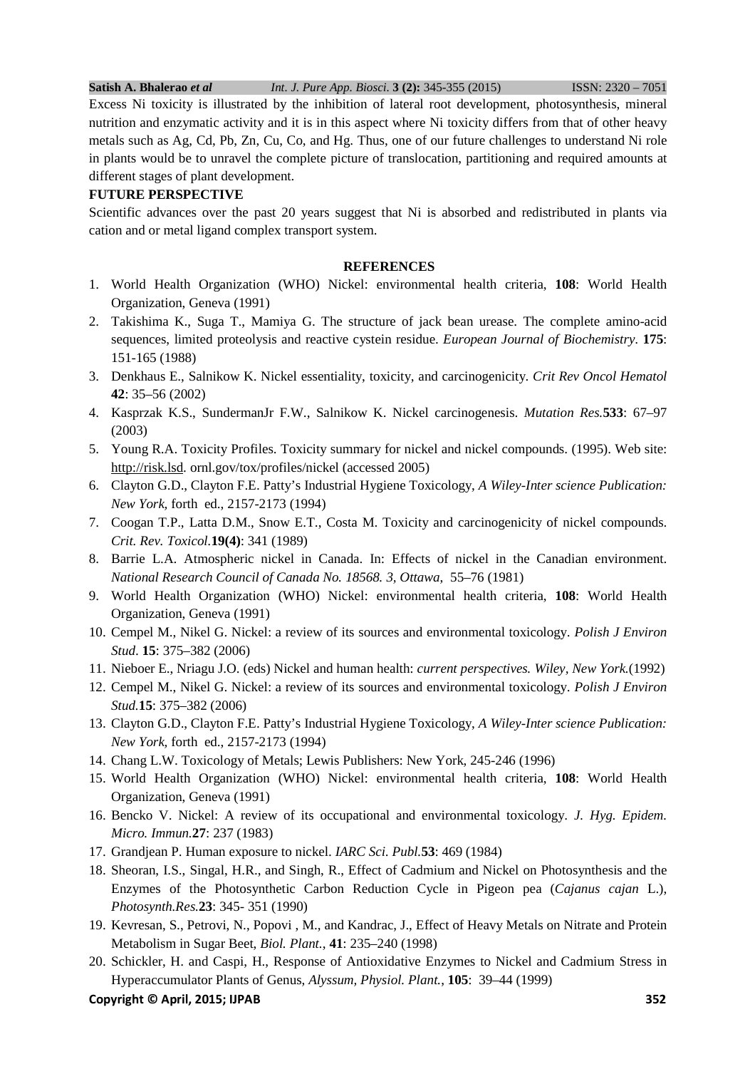Excess Ni toxicity is illustrated by the inhibition of lateral root development, photosynthesis, mineral nutrition and enzymatic activity and it is in this aspect where Ni toxicity differs from that of other heavy metals such as Ag, Cd, Pb, Zn, Cu, Co, and Hg. Thus, one of our future challenges to understand Ni role in plants would be to unravel the complete picture of translocation, partitioning and required amounts at different stages of plant development.

**FUTURE PERSPECTIVE**

Scientific advances over the past 20 years suggest that Ni is absorbed and redistributed in plants via cation and or metal ligand complex transport system.

## REFERENCES

1. World Health Organization (WHO) Nickel: environmental health criteria, **108**: World Health Organization, Geneva (1991)
2. Takishima K., Suga T., Mamiya G. The structure of jack bean urease. The complete amino-acid sequences, limited proteolysis and reactive cystein residue. *European Journal of Biochemistry*. **175**: 151-165 (1988)
3. Denkhaus E., Salnikow K. Nickel essentiality, toxicity, and carcinogenicity. *Crit Rev Oncol Hematol* **42**: 35–56 (2002)
4. Kasprzak K.S., SundermanJr F.W., Salnikow K. Nickel carcinogenesis. *Mutation Res.***533**: 67–97 (2003)
5. Young R.A. Toxicity Profiles. Toxicity summary for nickel and nickel compounds. (1995). Web site: http://risk.lsd. ornl.gov/tox/profiles/nickel (accessed 2005)
6. Clayton G.D., Clayton F.E. Patty's Industrial Hygiene Toxicology, *A Wiley-Inter science Publication: New York*, forth ed., 2157-2173 (1994)
7. Coogan T.P., Latta D.M., Snow E.T., Costa M. Toxicity and carcinogenicity of nickel compounds. *Crit. Rev. Toxicol.***19(4)**: 341 (1989)
8. Barrie L.A. Atmospheric nickel in Canada. In: Effects of nickel in the Canadian environment. *National Research Council of Canada No. 18568. 3, Ottawa*, 55–76 (1981)
9. World Health Organization (WHO) Nickel: environmental health criteria, **108**: World Health Organization, Geneva (1991)
10. Cempel M., Nikel G. Nickel: a review of its sources and environmental toxicology. *Polish J Environ Stud*. **15**: 375–382 (2006)
11. Nieboer E., Nriagu J.O. (eds) Nickel and human health: *current perspectives. Wiley, New York.*(1992)
12. Cempel M., Nikel G. Nickel: a review of its sources and environmental toxicology. *Polish J Environ Stud.***15**: 375–382 (2006)
13. Clayton G.D., Clayton F.E. Patty's Industrial Hygiene Toxicology, *A Wiley-Inter science Publication: New York*, forth ed., 2157-2173 (1994)
14. Chang L.W. Toxicology of Metals; Lewis Publishers: New York, 245-246 (1996)
15. World Health Organization (WHO) Nickel: environmental health criteria, **108**: World Health Organization, Geneva (1991)
16. Bencko V. Nickel: A review of its occupational and environmental toxicology. *J. Hyg. Epidem. Micro. Immun.***27**: 237 (1983)
17. Grandjean P. Human exposure to nickel. *IARC Sci. Publ.***53**: 469 (1984)
18. Sheoran, I.S., Singal, H.R., and Singh, R., Effect of Cadmium and Nickel on Photosynthesis and the Enzymes of the Photosynthetic Carbon Reduction Cycle in Pigeon pea (*Cajanus cajan* L.), *Photosynth.Res.***23**: 345- 351 (1990)
19. Kevresan, S., Petrovi, N., Popovi , M., and Kandrac, J., Effect of Heavy Metals on Nitrate and Protein Metabolism in Sugar Beet, *Biol. Plant.*, **41**: 235–240 (1998)
20. Schickler, H. and Caspi, H., Response of Antioxidative Enzymes to Nickel and Cadmium Stress in Hyperaccumulator Plants of Genus, *Alyssum, Physiol. Plant.*, **105**: 39–44 (1999)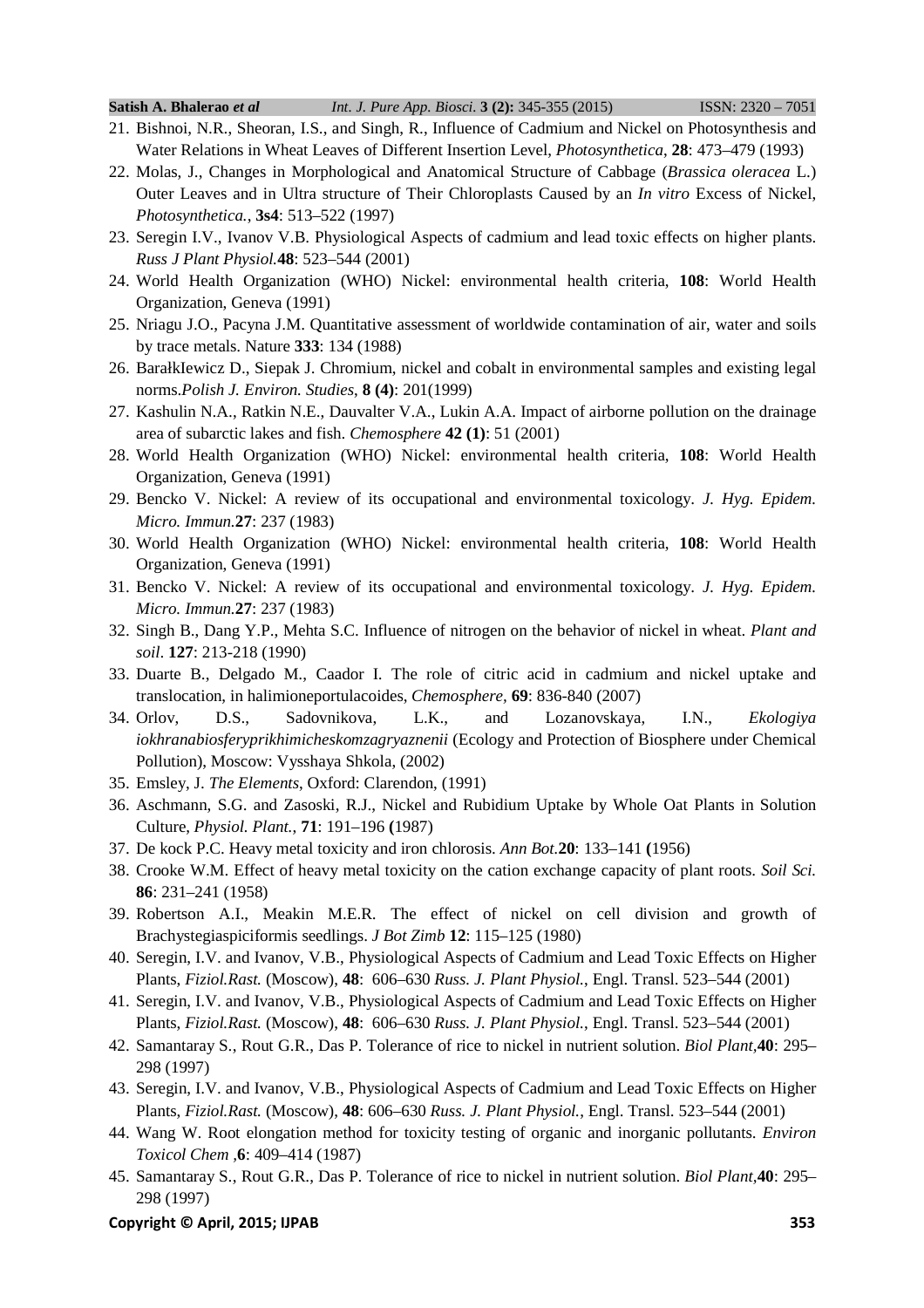21. Bishnoi, N.R., Sheoran, I.S., and Singh, R., Influence of Cadmium and Nickel on Photosynthesis and Water Relations in Wheat Leaves of Different Insertion Level, *Photosynthetica*, **28**: 473–479 (1993)
22. Molas, J., Changes in Morphological and Anatomical Structure of Cabbage (*Brassica oleracea* L.) Outer Leaves and in Ultra structure of Their Chloroplasts Caused by an *In vitro* Excess of Nickel, *Photosynthetica.*, **3s4**: 513–522 (1997)
23. Seregin I.V., Ivanov V.B. Physiological Aspects of cadmium and lead toxic effects on higher plants. *Russ J Plant Physiol.***48**: 523–544 (2001)
24. World Health Organization (WHO) Nickel: environmental health criteria, **108**: World Health Organization, Geneva (1991)
25. Nriagu J.O., Pacyna J.M. Quantitative assessment of worldwide contamination of air, water and soils by trace metals. Nature **333**: 134 (1988)
26. BarałkIewicz D., Siepak J. Chromium, nickel and cobalt in environmental samples and existing legal norms.*Polish J. Environ. Studies*, **8 (4)**: 201(1999)
27. Kashulin N.A., Ratkin N.E., Dauvalter V.A., Lukin A.A. Impact of airborne pollution on the drainage area of subarctic lakes and fish. *Chemosphere* **42 (1)**: 51 (2001)
28. World Health Organization (WHO) Nickel: environmental health criteria, **108**: World Health Organization, Geneva (1991)
29. Bencko V. Nickel: A review of its occupational and environmental toxicology. *J. Hyg. Epidem. Micro. Immun.***27**: 237 (1983)
30. World Health Organization (WHO) Nickel: environmental health criteria, **108**: World Health Organization, Geneva (1991)
31. Bencko V. Nickel: A review of its occupational and environmental toxicology. *J. Hyg. Epidem. Micro. Immun.***27**: 237 (1983)
32. Singh B., Dang Y.P., Mehta S.C. Influence of nitrogen on the behavior of nickel in wheat. *Plant and soil*. **127**: 213-218 (1990)
33. Duarte B., Delgado M., Caador I. The role of citric acid in cadmium and nickel uptake and translocation, in halimioneportulacoides, *Chemosphere*, **69**: 836-840 (2007)
34. Orlov, D.S., Sadovnikova, L.K., and Lozanovskaya, I.N., *Ekologiya iokhranabiosferyprikhimicheskomzagryaznenii* (Ecology and Protection of Biosphere under Chemical Pollution), Moscow: Vysshaya Shkola, (2002)
35. Emsley, J. *The Elements*, Oxford: Clarendon, (1991)
36. Aschmann, S.G. and Zasoski, R.J., Nickel and Rubidium Uptake by Whole Oat Plants in Solution Culture, *Physiol. Plant.*, **71**: 191–196 **(**1987)
37. De kock P.C. Heavy metal toxicity and iron chlorosis. *Ann Bot.***20**: 133–141 **(**1956)
38. Crooke W.M. Effect of heavy metal toxicity on the cation exchange capacity of plant roots. *Soil Sci.* **86**: 231–241 (1958)
39. Robertson A.I., Meakin M.E.R. The effect of nickel on cell division and growth of Brachystegiaspiciformis seedlings. *J Bot Zimb* **12**: 115–125 (1980)
40. Seregin, I.V. and Ivanov, V.B., Physiological Aspects of Cadmium and Lead Toxic Effects on Higher Plants, *Fiziol.Rast.* (Moscow), **48**: 606–630 *Russ. J. Plant Physiol.*, Engl. Transl. 523–544 (2001)
41. Seregin, I.V. and Ivanov, V.B., Physiological Aspects of Cadmium and Lead Toxic Effects on Higher Plants, *Fiziol.Rast.* (Moscow), **48**: 606–630 *Russ. J. Plant Physiol.*, Engl. Transl. 523–544 (2001)
42. Samantaray S., Rout G.R., Das P. Tolerance of rice to nickel in nutrient solution. *Biol Plant*,**40**: 295–298 (1997)
43. Seregin, I.V. and Ivanov, V.B., Physiological Aspects of Cadmium and Lead Toxic Effects on Higher Plants, *Fiziol.Rast.* (Moscow), **48**: 606–630 *Russ. J. Plant Physiol.*, Engl. Transl. 523–544 (2001)
44. Wang W. Root elongation method for toxicity testing of organic and inorganic pollutants. *Environ Toxicol Chem* ,**6**: 409–414 (1987)
45. Samantaray S., Rout G.R., Das P. Tolerance of rice to nickel in nutrient solution. *Biol Plant*,**40**: 295–298 (1997)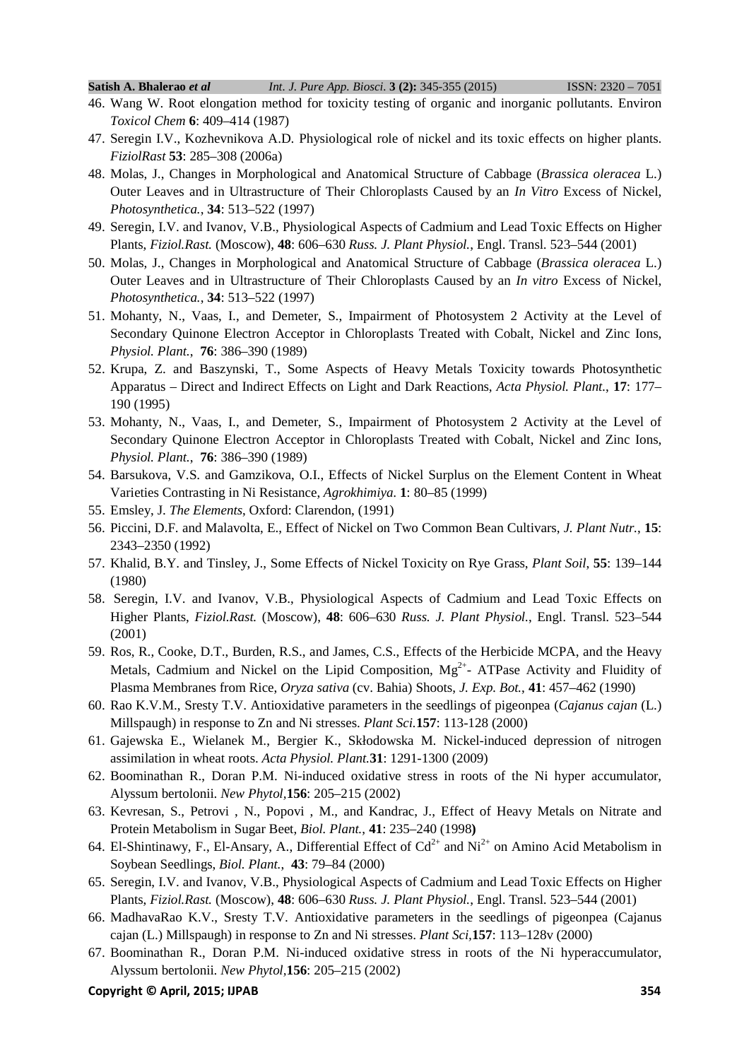46. Wang W. Root elongation method for toxicity testing of organic and inorganic pollutants. Environ *Toxicol Chem* **6**: 409–414 (1987)
47. Seregin I.V., Kozhevnikova A.D. Physiological role of nickel and its toxic effects on higher plants. *FiziolRast* **53**: 285–308 (2006a)
48. Molas, J., Changes in Morphological and Anatomical Structure of Cabbage (*Brassica oleracea* L.) Outer Leaves and in Ultrastructure of Their Chloroplasts Caused by an *In Vitro* Excess of Nickel, *Photosynthetica.*, **34**: 513–522 (1997)
49. Seregin, I.V. and Ivanov, V.B., Physiological Aspects of Cadmium and Lead Toxic Effects on Higher Plants, *Fiziol.Rast.* (Moscow), **48**: 606–630 *Russ. J. Plant Physiol.*, Engl. Transl. 523–544 (2001)
50. Molas, J., Changes in Morphological and Anatomical Structure of Cabbage (*Brassica oleracea* L.) Outer Leaves and in Ultrastructure of Their Chloroplasts Caused by an *In vitro* Excess of Nickel, *Photosynthetica.*, **34**: 513–522 (1997)
51. Mohanty, N., Vaas, I., and Demeter, S., Impairment of Photosystem 2 Activity at the Level of Secondary Quinone Electron Acceptor in Chloroplasts Treated with Cobalt, Nickel and Zinc Ions, *Physiol. Plant.*, **76**: 386–390 (1989)
52. Krupa, Z. and Baszynski, T., Some Aspects of Heavy Metals Toxicity towards Photosynthetic Apparatus – Direct and Indirect Effects on Light and Dark Reactions, *Acta Physiol. Plant.*, **17**: 177–190 (1995)
53. Mohanty, N., Vaas, I., and Demeter, S., Impairment of Photosystem 2 Activity at the Level of Secondary Quinone Electron Acceptor in Chloroplasts Treated with Cobalt, Nickel and Zinc Ions, *Physiol. Plant.*, **76**: 386–390 (1989)
54. Barsukova, V.S. and Gamzikova, O.I., Effects of Nickel Surplus on the Element Content in Wheat Varieties Contrasting in Ni Resistance, *Agrokhimiya.* **1**: 80–85 (1999)
55. Emsley, J. *The Elements*, Oxford: Clarendon, (1991)
56. Piccini, D.F. and Malavolta, E., Effect of Nickel on Two Common Bean Cultivars, *J. Plant Nutr.*, **15**: 2343–2350 (1992)
57. Khalid, B.Y. and Tinsley, J., Some Effects of Nickel Toxicity on Rye Grass, *Plant Soil*, **55**: 139–144 (1980)
58. Seregin, I.V. and Ivanov, V.B., Physiological Aspects of Cadmium and Lead Toxic Effects on Higher Plants, *Fiziol.Rast.* (Moscow), **48**: 606–630 *Russ. J. Plant Physiol.*, Engl. Transl. 523–544 (2001)
59. Ros, R., Cooke, D.T., Burden, R.S., and James, C.S., Effects of the Herbicide MCPA, and the Heavy Metals, Cadmium and Nickel on the Lipid Composition, $Mg^{2+}$- ATPase Activity and Fluidity of Plasma Membranes from Rice, *Oryza sativa* (cv. Bahia) Shoots, *J. Exp. Bot.*, **41**: 457–462 (1990)
60. Rao K.V.M., Sresty T.V. Antioxidative parameters in the seedlings of pigeonpea (*Cajanus cajan* (L.) Millspaugh) in response to Zn and Ni stresses. *Plant Sci.***157**: 113-128 (2000)
61. Gajewska E., Wielanek M., Bergier K., Skłodowska M. Nickel-induced depression of nitrogen assimilation in wheat roots. *Acta Physiol. Plant.***31**: 1291-1300 (2009)
62. Boominathan R., Doran P.M. Ni-induced oxidative stress in roots of the Ni hyper accumulator, Alyssum bertolonii. *New Phytol*,**156**: 205–215 (2002)
63. Kevresan, S., Petrovi , N., Popovi , M., and Kandrac, J., Effect of Heavy Metals on Nitrate and Protein Metabolism in Sugar Beet, *Biol. Plant.*, **41**: 235–240 (1998)
64. El-Shintinawy, F., El-Ansary, A., Differential Effect of $Cd^{2+}$ and $Ni^{2+}$ on Amino Acid Metabolism in Soybean Seedlings, *Biol. Plant.*, **43**: 79–84 (2000)
65. Seregin, I.V. and Ivanov, V.B., Physiological Aspects of Cadmium and Lead Toxic Effects on Higher Plants, *Fiziol.Rast.* (Moscow), **48**: 606–630 *Russ. J. Plant Physiol.*, Engl. Transl. 523–544 (2001)
66. MadhavaRao K.V., Sresty T.V. Antioxidative parameters in the seedlings of pigeonpea (Cajanus cajan (L.) Millspaugh) in response to Zn and Ni stresses. *Plant Sci*,**157**: 113–128v (2000)
67. Boominathan R., Doran P.M. Ni-induced oxidative stress in roots of the Ni hyperaccumulator, Alyssum bertolonii. *New Phytol*,**156**: 205–215 (2002)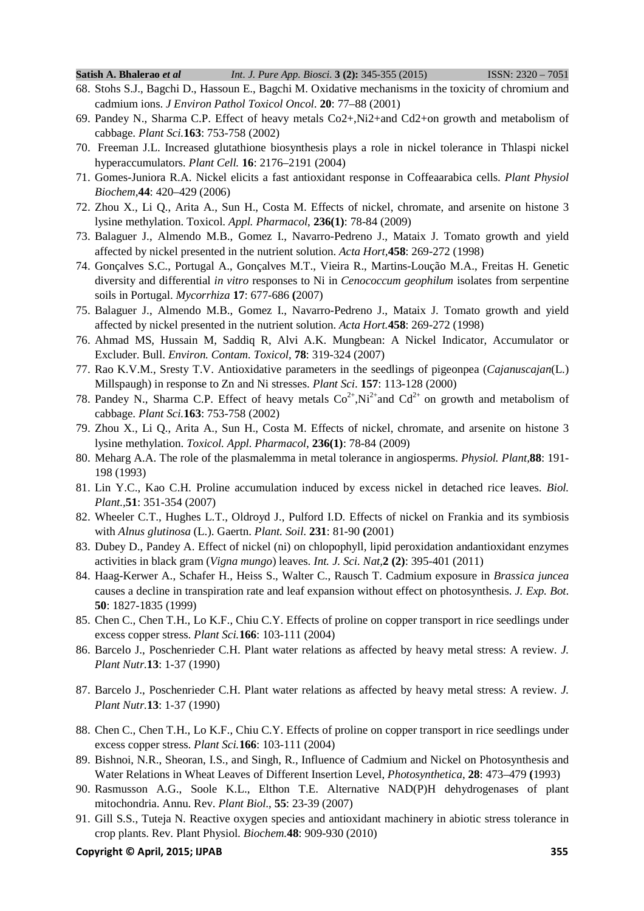68. Stohs S.J., Bagchi D., Hassoun E., Bagchi M. Oxidative mechanisms in the toxicity of chromium and cadmium ions. *J Environ Pathol Toxicol Oncol*. **20**: 77–88 (2001)
69. Pandey N., Sharma C.P. Effect of heavy metals Co2+,Ni2+and Cd2+on growth and metabolism of cabbage. *Plant Sci.***163**: 753-758 (2002)
70. Freeman J.L. Increased glutathione biosynthesis plays a role in nickel tolerance in Thlaspi nickel hyperaccumulators. *Plant Cell.* **16**: 2176–2191 (2004)
71. Gomes-Juniora R.A. Nickel elicits a fast antioxidant response in Coffeaarabica cells. *Plant Physiol Biochem*,**44**: 420–429 (2006)
72. Zhou X., Li Q., Arita A., Sun H., Costa M. Effects of nickel, chromate, and arsenite on histone 3 lysine methylation. Toxicol. *Appl. Pharmacol*, **236(1)**: 78-84 (2009)
73. Balaguer J., Almendo M.B., Gomez I., Navarro-Pedreno J., Mataix J. Tomato growth and yield affected by nickel presented in the nutrient solution. *Acta Hort*,**458**: 269-272 (1998)
74. Gonçalves S.C., Portugal A., Gonçalves M.T., Vieira R., Martins-Loução M.A., Freitas H. Genetic diversity and differential *in vitro* responses to Ni in *Cenococcum geophilum* isolates from serpentine soils in Portugal. *Mycorrhiza* **17**: 677-686 **(**2007)
75. Balaguer J., Almendo M.B., Gomez I., Navarro-Pedreno J., Mataix J. Tomato growth and yield affected by nickel presented in the nutrient solution. *Acta Hort.***458**: 269-272 (1998)
76. Ahmad MS, Hussain M, Saddiq R, Alvi A.K. Mungbean: A Nickel Indicator, Accumulator or Excluder. Bull. *Environ. Contam. Toxicol*, **78**: 319-324 (2007)
77. Rao K.V.M., Sresty T.V. Antioxidative parameters in the seedlings of pigeonpea (*Cajanuscajan*(L.) Millspaugh) in response to Zn and Ni stresses. *Plant Sci*. **157**: 113-128 (2000)
78. Pandey N., Sharma C.P. Effect of heavy metals $Co^{2+}$,$Ni^{2+}$and $Cd^{2+}$ on growth and metabolism of cabbage. *Plant Sci.***163**: 753-758 (2002)
79. Zhou X., Li Q., Arita A., Sun H., Costa M. Effects of nickel, chromate, and arsenite on histone 3 lysine methylation. *Toxicol. Appl. Pharmacol*, **236(1)**: 78-84 (2009)
80. Meharg A.A. The role of the plasmalemma in metal tolerance in angiosperms. *Physiol. Plant*,**88**: 191-198 (1993)
81. Lin Y.C., Kao C.H. Proline accumulation induced by excess nickel in detached rice leaves. *Biol. Plant.*,**51**: 351-354 (2007)
82. Wheeler C.T., Hughes L.T., Oldroyd J., Pulford I.D. Effects of nickel on Frankia and its symbiosis with *Alnus glutinosa* (L.). Gaertn. *Plant. Soil*. **231**: 81-90 **(**2001)
83. Dubey D., Pandey A. Effect of nickel (ni) on chlopophyll, lipid peroxidation andantioxidant enzymes activities in black gram (*Vigna mungo*) leaves. *Int. J. Sci. Nat*,**2 (2)**: 395-401 (2011)
84. Haag-Kerwer A., Schafer H., Heiss S., Walter C., Rausch T. Cadmium exposure in *Brassica juncea* causes a decline in transpiration rate and leaf expansion without effect on photosynthesis. *J. Exp. Bot*. **50**: 1827-1835 (1999)
85. Chen C., Chen T.H., Lo K.F., Chiu C.Y. Effects of proline on copper transport in rice seedlings under excess copper stress. *Plant Sci.***166**: 103-111 (2004)
86. Barcelo J., Poschenrieder C.H. Plant water relations as affected by heavy metal stress: A review. *J. Plant Nutr.***13**: 1-37 (1990)
87. Barcelo J., Poschenrieder C.H. Plant water relations as affected by heavy metal stress: A review. *J. Plant Nutr.***13**: 1-37 (1990)
88. Chen C., Chen T.H., Lo K.F., Chiu C.Y. Effects of proline on copper transport in rice seedlings under excess copper stress. *Plant Sci.***166**: 103-111 (2004)
89. Bishnoi, N.R., Sheoran, I.S., and Singh, R., Influence of Cadmium and Nickel on Photosynthesis and Water Relations in Wheat Leaves of Different Insertion Level, *Photosynthetica*, **28**: 473–479 **(**1993)
90. Rasmusson A.G., Soole K.L., Elthon T.E. Alternative NAD(P)H dehydrogenases of plant mitochondria. Annu. Rev. *Plant Biol*., **55**: 23-39 (2007)
91. Gill S.S., Tuteja N. Reactive oxygen species and antioxidant machinery in abiotic stress tolerance in crop plants. Rev. Plant Physiol. *Biochem.***48**: 909-930 (2010)